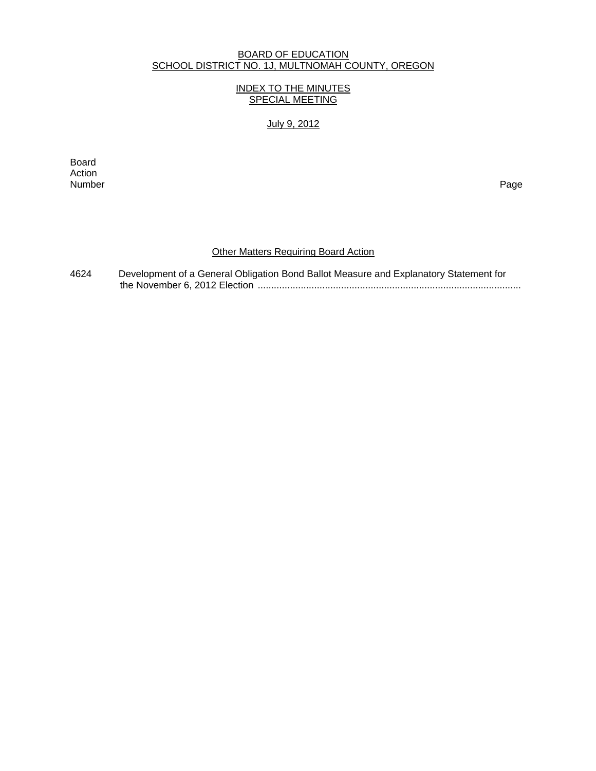BOARD OF EDUCATION
SCHOOL DISTRICT NO. 1J, MULTNOMAH COUNTY, OREGON

INDEX TO THE MINUTES
SPECIAL MEETING

July 9, 2012

| Board Action Number | | Page |
|---|---|---|
| | **Other Matters Requiring Board Action** | |
| 4624 | Development of a General Obligation Bond Ballot Measure and Explanatory Statement for the November 6, 2012 Election .................................................................................................. | |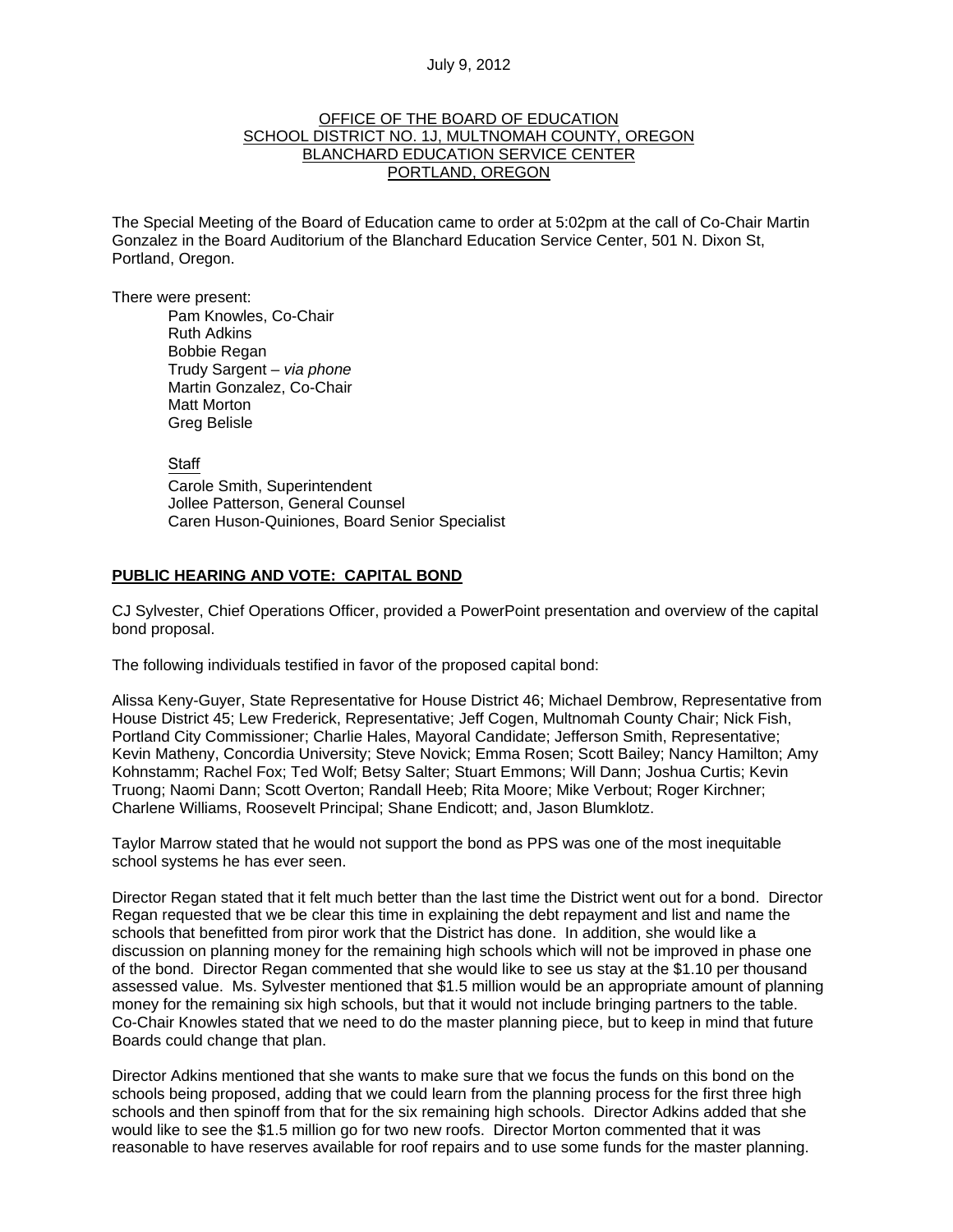July 9, 2012

OFFICE OF THE BOARD OF EDUCATION
SCHOOL DISTRICT NO. 1J, MULTNOMAH COUNTY, OREGON
BLANCHARD EDUCATION SERVICE CENTER
PORTLAND, OREGON

The Special Meeting of the Board of Education came to order at 5:02pm at the call of Co-Chair Martin Gonzalez in the Board Auditorium of the Blanchard Education Service Center, 501 N. Dixon St, Portland, Oregon.

There were present:

Pam Knowles, Co-Chair
Ruth Adkins
Bobbie Regan
Trudy Sargent – *via phone*
Martin Gonzalez, Co-Chair
Matt Morton
Greg Belisle

Staff

Carole Smith, Superintendent
Jollee Patterson, General Counsel
Caren Huson-Quiniones, Board Senior Specialist

**PUBLIC HEARING AND VOTE: CAPITAL BOND**

CJ Sylvester, Chief Operations Officer, provided a PowerPoint presentation and overview of the capital bond proposal.

The following individuals testified in favor of the proposed capital bond:

Alissa Keny-Guyer, State Representative for House District 46; Michael Dembrow, Representative from House District 45; Lew Frederick, Representative; Jeff Cogen, Multnomah County Chair; Nick Fish, Portland City Commissioner; Charlie Hales, Mayoral Candidate; Jefferson Smith, Representative; Kevin Matheny, Concordia University; Steve Novick; Emma Rosen; Scott Bailey; Nancy Hamilton; Amy Kohnstamm; Rachel Fox; Ted Wolf; Betsy Salter; Stuart Emmons; Will Dann; Joshua Curtis; Kevin Truong; Naomi Dann; Scott Overton; Randall Heeb; Rita Moore; Mike Verbout; Roger Kirchner; Charlene Williams, Roosevelt Principal; Shane Endicott; and, Jason Blumklotz.

Taylor Marrow stated that he would not support the bond as PPS was one of the most inequitable school systems he has ever seen.

Director Regan stated that it felt much better than the last time the District went out for a bond. Director Regan requested that we be clear this time in explaining the debt repayment and list and name the schools that benefitted from piror work that the District has done. In addition, she would like a discussion on planning money for the remaining high schools which will not be improved in phase one of the bond. Director Regan commented that she would like to see us stay at the $1.10 per thousand assessed value. Ms. Sylvester mentioned that $1.5 million would be an appropriate amount of planning money for the remaining six high schools, but that it would not include bringing partners to the table. Co-Chair Knowles stated that we need to do the master planning piece, but to keep in mind that future Boards could change that plan.

Director Adkins mentioned that she wants to make sure that we focus the funds on this bond on the schools being proposed, adding that we could learn from the planning process for the first three high schools and then spinoff from that for the six remaining high schools. Director Adkins added that she would like to see the $1.5 million go for two new roofs. Director Morton commented that it was reasonable to have reserves available for roof repairs and to use some funds for the master planning.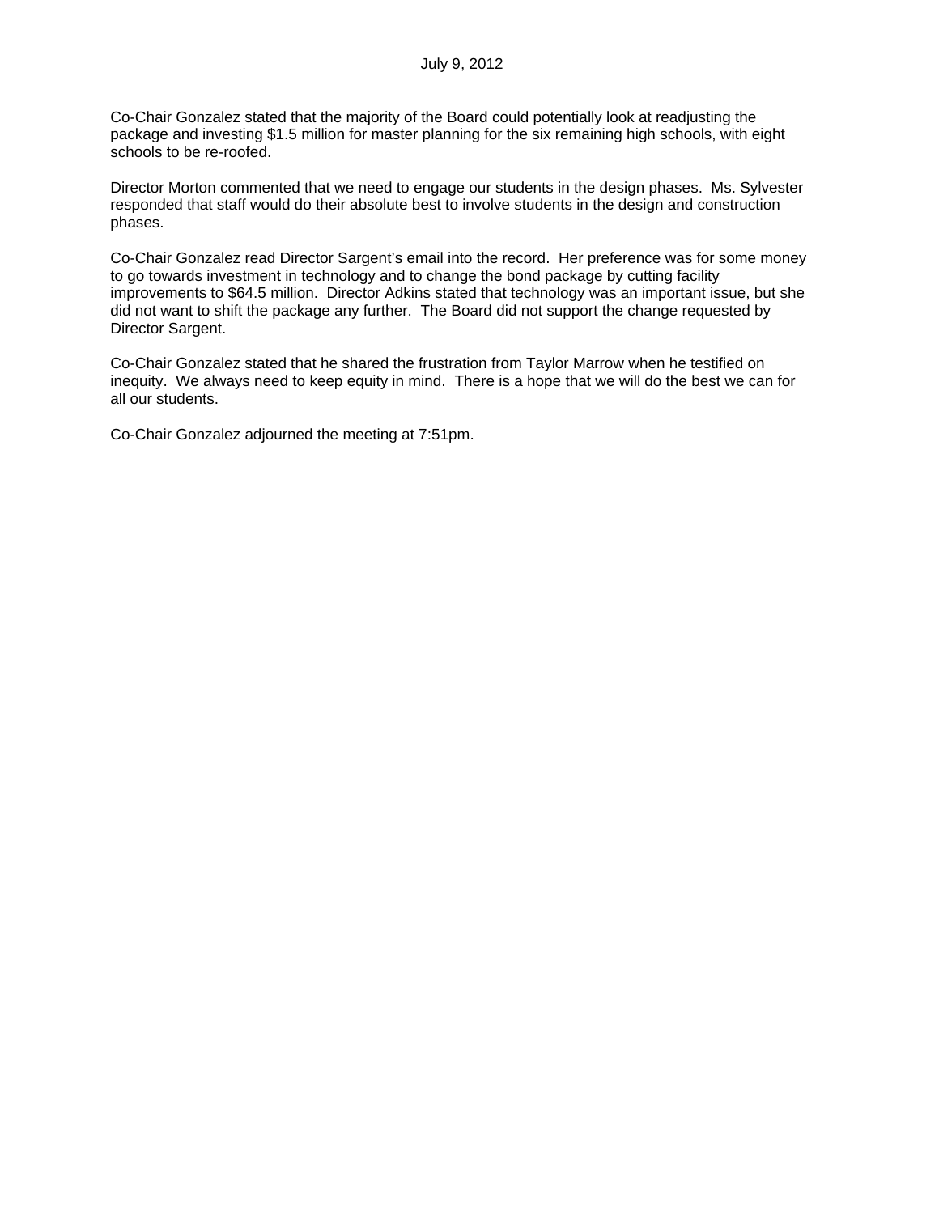Co-Chair Gonzalez stated that the majority of the Board could potentially look at readjusting the package and investing $1.5 million for master planning for the six remaining high schools, with eight schools to be re-roofed.

Director Morton commented that we need to engage our students in the design phases. Ms. Sylvester responded that staff would do their absolute best to involve students in the design and construction phases.

Co-Chair Gonzalez read Director Sargent's email into the record. Her preference was for some money to go towards investment in technology and to change the bond package by cutting facility improvements to $64.5 million. Director Adkins stated that technology was an important issue, but she did not want to shift the package any further. The Board did not support the change requested by Director Sargent.

Co-Chair Gonzalez stated that he shared the frustration from Taylor Marrow when he testified on inequity. We always need to keep equity in mind. There is a hope that we will do the best we can for all our students.

Co-Chair Gonzalez adjourned the meeting at 7:51pm.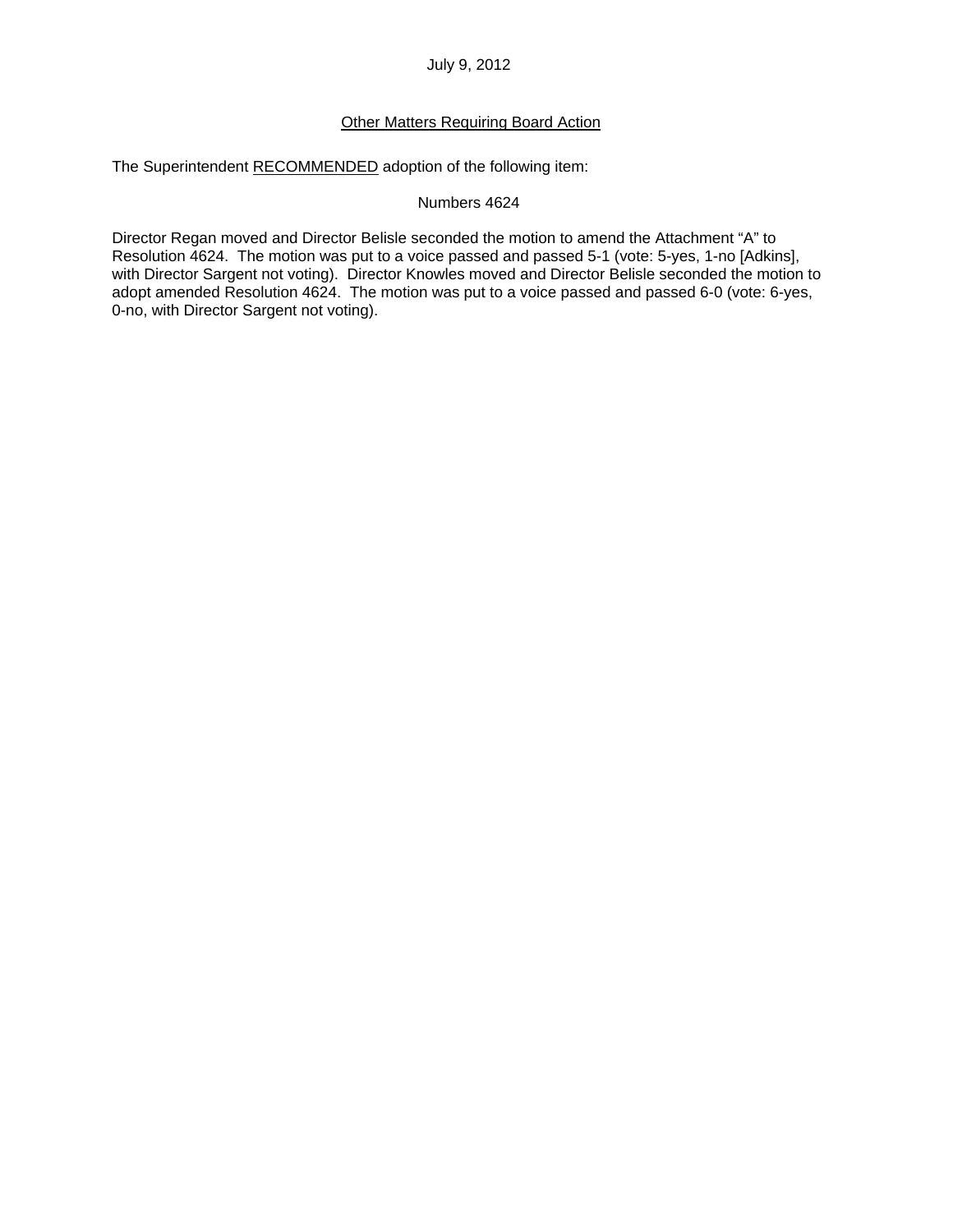July 9, 2012

Other Matters Requiring Board Action

The Superintendent RECOMMENDED adoption of the following item:

Numbers 4624

Director Regan moved and Director Belisle seconded the motion to amend the Attachment "A" to Resolution 4624. The motion was put to a voice passed and passed 5-1 (vote: 5-yes, 1-no [Adkins], with Director Sargent not voting). Director Knowles moved and Director Belisle seconded the motion to adopt amended Resolution 4624. The motion was put to a voice passed and passed 6-0 (vote: 6-yes, 0-no, with Director Sargent not voting).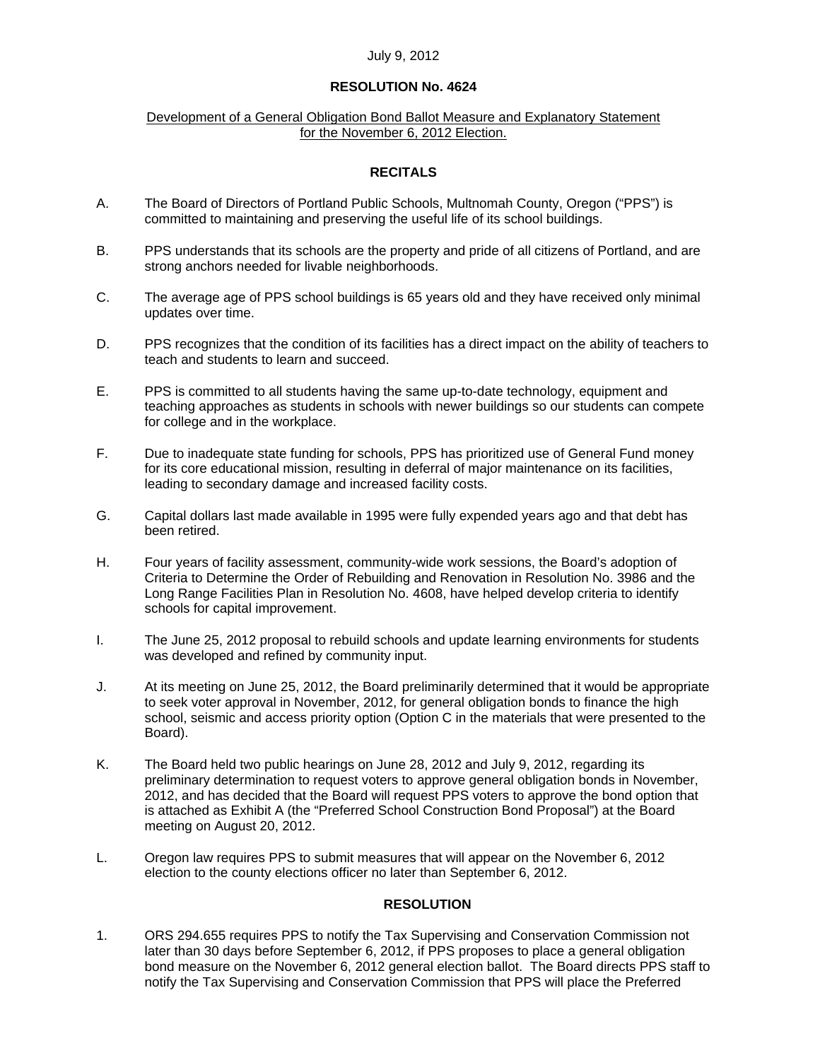July 9, 2012

**RESOLUTION No. 4624**

Development of a General Obligation Bond Ballot Measure and Explanatory Statement for the November 6, 2012 Election.

## RECITALS

A. The Board of Directors of Portland Public Schools, Multnomah County, Oregon ("PPS") is committed to maintaining and preserving the useful life of its school buildings.

B. PPS understands that its schools are the property and pride of all citizens of Portland, and are strong anchors needed for livable neighborhoods.

C. The average age of PPS school buildings is 65 years old and they have received only minimal updates over time.

D. PPS recognizes that the condition of its facilities has a direct impact on the ability of teachers to teach and students to learn and succeed.

E. PPS is committed to all students having the same up-to-date technology, equipment and teaching approaches as students in schools with newer buildings so our students can compete for college and in the workplace.

F. Due to inadequate state funding for schools, PPS has prioritized use of General Fund money for its core educational mission, resulting in deferral of major maintenance on its facilities, leading to secondary damage and increased facility costs.

G. Capital dollars last made available in 1995 were fully expended years ago and that debt has been retired.

H. Four years of facility assessment, community-wide work sessions, the Board's adoption of Criteria to Determine the Order of Rebuilding and Renovation in Resolution No. 3986 and the Long Range Facilities Plan in Resolution No. 4608, have helped develop criteria to identify schools for capital improvement.

I. The June 25, 2012 proposal to rebuild schools and update learning environments for students was developed and refined by community input.

J. At its meeting on June 25, 2012, the Board preliminarily determined that it would be appropriate to seek voter approval in November, 2012, for general obligation bonds to finance the high school, seismic and access priority option (Option C in the materials that were presented to the Board).

K. The Board held two public hearings on June 28, 2012 and July 9, 2012, regarding its preliminary determination to request voters to approve general obligation bonds in November, 2012, and has decided that the Board will request PPS voters to approve the bond option that is attached as Exhibit A (the "Preferred School Construction Bond Proposal") at the Board meeting on August 20, 2012.

L. Oregon law requires PPS to submit measures that will appear on the November 6, 2012 election to the county elections officer no later than September 6, 2012.

## RESOLUTION

1. ORS 294.655 requires PPS to notify the Tax Supervising and Conservation Commission not later than 30 days before September 6, 2012, if PPS proposes to place a general obligation bond measure on the November 6, 2012 general election ballot. The Board directs PPS staff to notify the Tax Supervising and Conservation Commission that PPS will place the Preferred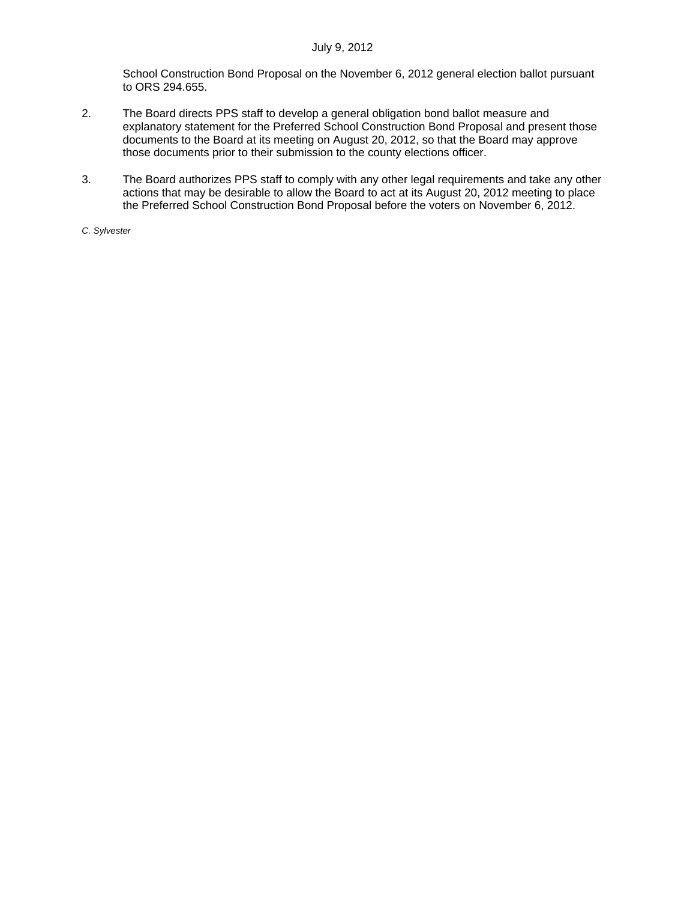School Construction Bond Proposal on the November 6, 2012 general election ballot pursuant to ORS 294.655.

2. The Board directs PPS staff to develop a general obligation bond ballot measure and explanatory statement for the Preferred School Construction Bond Proposal and present those documents to the Board at its meeting on August 20, 2012, so that the Board may approve those documents prior to their submission to the county elections officer.

3. The Board authorizes PPS staff to comply with any other legal requirements and take any other actions that may be desirable to allow the Board to act at its August 20, 2012 meeting to place the Preferred School Construction Bond Proposal before the voters on November 6, 2012.

*C. Sylvester*